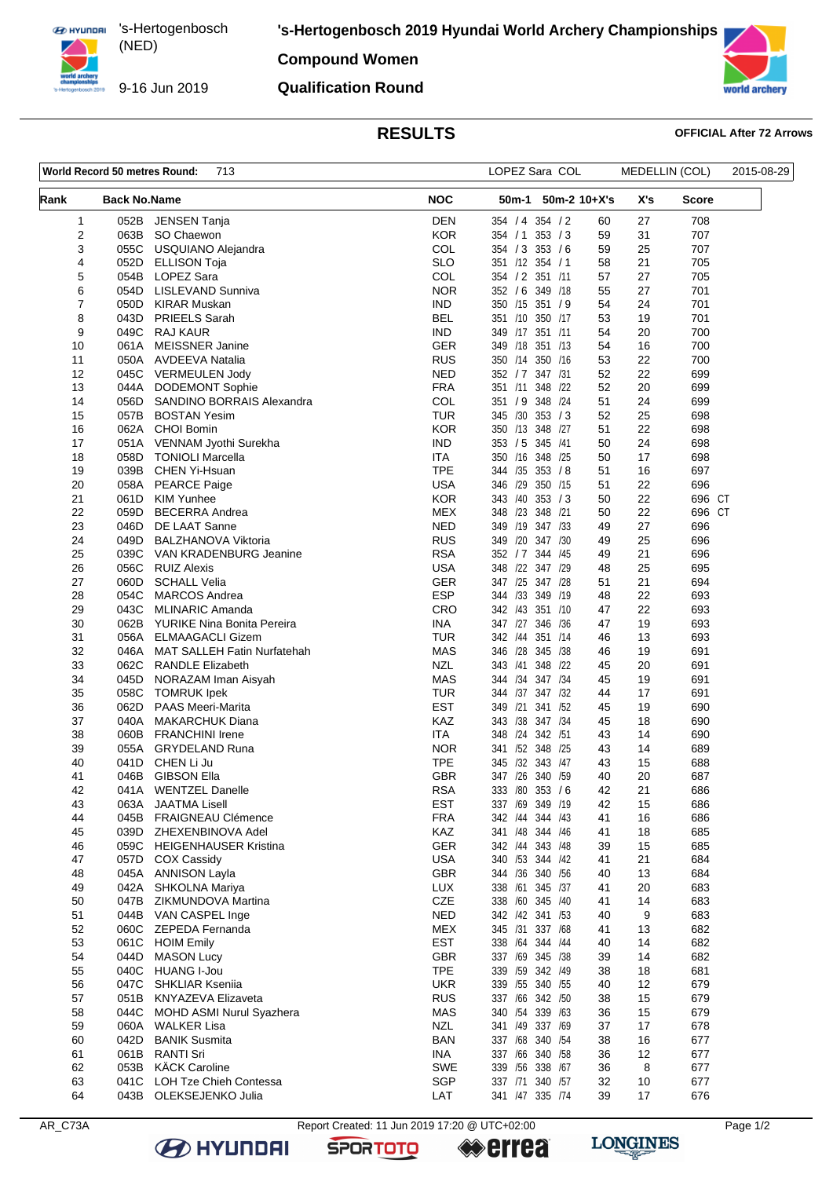's-Hertogenbosch (NED)

9-16 Jun 2019

# 's-Hertogenbosch 2019 Hyundai World Archery Championships

## Compound Women

## Qualification Round

### RESULTS

**OFFICIAL After 72 Arrows**

| World Record 50 metres Round: | 713 | LOPEZ Sara COL | MEDELLIN (COL) | 2015-08-29 |
|---|---|---|---|---|

| Rank | Back No. | Name | NOC | 50m-1 | 50m-2 | 10+X's | X's | Score |
|---|---|---|---|---|---|---|---|---|
| 1 | 052B | JENSEN Tanja | DEN | 354 / 4 | 354 / 2 | 60 | 27 | 708 |
| 2 | 063B | SO Chaewon | KOR | 354 / 1 | 353 / 3 | 59 | 31 | 707 |
| 3 | 055C | USQUIANO Alejandra | COL | 354 / 3 | 353 / 6 | 59 | 25 | 707 |
| 4 | 052D | ELLISON Toja | SLO | 351 /12 | 354 / 1 | 58 | 21 | 705 |
| 5 | 054B | LOPEZ Sara | COL | 354 / 2 | 351 /11 | 57 | 27 | 705 |
| 6 | 054D | LISLEVAND Sunniva | NOR | 352 / 6 | 349 /18 | 55 | 27 | 701 |
| 7 | 050D | KIRAR Muskan | IND | 350 /15 | 351 / 9 | 54 | 24 | 701 |
| 8 | 043D | PRIEELS Sarah | BEL | 351 /10 | 350 /17 | 53 | 19 | 701 |
| 9 | 049C | RAJ KAUR | IND | 349 /17 | 351 /11 | 54 | 20 | 700 |
| 10 | 061A | MEISSNER Janine | GER | 349 /18 | 351 /13 | 54 | 16 | 700 |
| 11 | 050A | AVDEEVA Natalia | RUS | 350 /14 | 350 /16 | 53 | 22 | 700 |
| 12 | 045C | VERMEULEN Jody | NED | 352 / 7 | 347 /31 | 52 | 22 | 699 |
| 13 | 044A | DODEMONT Sophie | FRA | 351 /11 | 348 /22 | 52 | 20 | 699 |
| 14 | 056D | SANDINO BORRAIS Alexandra | COL | 351 / 9 | 348 /24 | 51 | 24 | 699 |
| 15 | 057B | BOSTAN Yesim | TUR | 345 /30 | 353 / 3 | 52 | 25 | 698 |
| 16 | 062A | CHOI Bomin | KOR | 350 /13 | 348 /27 | 51 | 22 | 698 |
| 17 | 051A | VENNAM Jyothi Surekha | IND | 353 / 5 | 345 /41 | 50 | 24 | 698 |
| 18 | 058D | TONIOLI Marcella | ITA | 350 /16 | 348 /25 | 50 | 17 | 698 |
| 19 | 039B | CHEN Yi-Hsuan | TPE | 344 /35 | 353 / 8 | 51 | 16 | 697 |
| 20 | 058A | PEARCE Paige | USA | 346 /29 | 350 /15 | 51 | 22 | 696 |
| 21 | 061D | KIM Yunhee | KOR | 343 /40 | 353 / 3 | 50 | 22 | 696 CT |
| 22 | 059D | BECERRA Andrea | MEX | 348 /23 | 348 /21 | 50 | 22 | 696 CT |
| 23 | 046D | DE LAAT Sanne | NED | 349 /19 | 347 /33 | 49 | 27 | 696 |
| 24 | 049D | BALZHANOVA Viktoria | RUS | 349 /20 | 347 /30 | 49 | 25 | 696 |
| 25 | 039C | VAN KRADENBURG Jeanine | RSA | 352 / 7 | 344 /45 | 49 | 21 | 696 |
| 26 | 056C | RUIZ Alexis | USA | 348 /22 | 347 /29 | 48 | 25 | 695 |
| 27 | 060D | SCHALL Velia | GER | 347 /25 | 347 /28 | 51 | 21 | 694 |
| 28 | 054C | MARCOS Andrea | ESP | 344 /33 | 349 /19 | 48 | 22 | 693 |
| 29 | 043C | MLINARIC Amanda | CRO | 342 /43 | 351 /10 | 47 | 22 | 693 |
| 30 | 062B | YURIKE Nina Bonita Pereira | INA | 347 /27 | 346 /36 | 47 | 19 | 693 |
| 31 | 056A | ELMAAGACLI Gizem | TUR | 342 /44 | 351 /14 | 46 | 13 | 693 |
| 32 | 046A | MAT SALLEH Fatin Nurfatehah | MAS | 346 /28 | 345 /38 | 46 | 19 | 691 |
| 33 | 062C | RANDLE Elizabeth | NZL | 343 /41 | 348 /22 | 45 | 20 | 691 |
| 34 | 045D | NORAZAM Iman Aisyah | MAS | 344 /34 | 347 /34 | 45 | 19 | 691 |
| 35 | 058C | TOMRUK Ipek | TUR | 344 /37 | 347 /32 | 44 | 17 | 691 |
| 36 | 062D | PAAS Meeri-Marita | EST | 349 /21 | 341 /52 | 45 | 19 | 690 |
| 37 | 040A | MAKARCHUK Diana | KAZ | 343 /38 | 347 /34 | 45 | 18 | 690 |
| 38 | 060B | FRANCHINI Irene | ITA | 348 /24 | 342 /51 | 43 | 14 | 690 |
| 39 | 055A | GRYDELAND Runa | NOR | 341 /52 | 348 /25 | 43 | 14 | 689 |
| 40 | 041D | CHEN Li Ju | TPE | 345 /32 | 343 /47 | 43 | 15 | 688 |
| 41 | 046B | GIBSON Ella | GBR | 347 /26 | 340 /59 | 40 | 20 | 687 |
| 42 | 041A | WENTZEL Danelle | RSA | 333 /80 | 353 / 6 | 42 | 21 | 686 |
| 43 | 063A | JAATMA Lisell | EST | 337 /69 | 349 /19 | 42 | 15 | 686 |
| 44 | 045B | FRAIGNEAU Clémence | FRA | 342 /44 | 344 /43 | 41 | 16 | 686 |
| 45 | 039D | ZHEXENBINOVA Adel | KAZ | 341 /48 | 344 /46 | 41 | 18 | 685 |
| 46 | 059C | HEIGENHAUSER Kristina | GER | 342 /44 | 343 /48 | 39 | 15 | 685 |
| 47 | 057D | COX Cassidy | USA | 340 /53 | 344 /42 | 41 | 21 | 684 |
| 48 | 045A | ANNISON Layla | GBR | 344 /36 | 340 /56 | 40 | 13 | 684 |
| 49 | 042A | SHKOLNA Mariya | LUX | 338 /61 | 345 /37 | 41 | 20 | 683 |
| 50 | 047B | ZIKMUNDOVA Martina | CZE | 338 /60 | 345 /40 | 41 | 14 | 683 |
| 51 | 044B | VAN CASPEL Inge | NED | 342 /42 | 341 /53 | 40 | 9 | 683 |
| 52 | 060C | ZEPEDA Fernanda | MEX | 345 /31 | 337 /68 | 41 | 13 | 682 |
| 53 | 061C | HOIM Emily | EST | 338 /64 | 344 /44 | 40 | 14 | 682 |
| 54 | 044D | MASON Lucy | GBR | 337 /69 | 345 /38 | 39 | 14 | 682 |
| 55 | 040C | HUANG I-Jou | TPE | 339 /59 | 342 /49 | 38 | 18 | 681 |
| 56 | 047C | SHKLIAR Kseniia | UKR | 339 /55 | 340 /55 | 40 | 12 | 679 |
| 57 | 051B | KNYAZEVA Elizaveta | RUS | 337 /66 | 342 /50 | 38 | 15 | 679 |
| 58 | 044C | MOHD ASMI Nurul Syazhera | MAS | 340 /54 | 339 /63 | 36 | 15 | 679 |
| 59 | 060A | WALKER Lisa | NZL | 341 /49 | 337 /69 | 37 | 17 | 678 |
| 60 | 042D | BANIK Susmita | BAN | 337 /68 | 340 /54 | 38 | 16 | 677 |
| 61 | 061B | RANTI Sri | INA | 337 /66 | 340 /58 | 36 | 12 | 677 |
| 62 | 053B | KÄCK Caroline | SWE | 339 /56 | 338 /67 | 36 | 8 | 677 |
| 63 | 041C | LOH Tze Chieh Contessa | SGP | 337 /71 | 340 /57 | 32 | 10 | 677 |
| 64 | 043B | OLEKSEJENKO Julia | LAT | 341 /47 | 335 /74 | 39 | 17 | 676 |

AR_C73A Report Created: 11 Jun 2019 17:20 @ UTC+02:00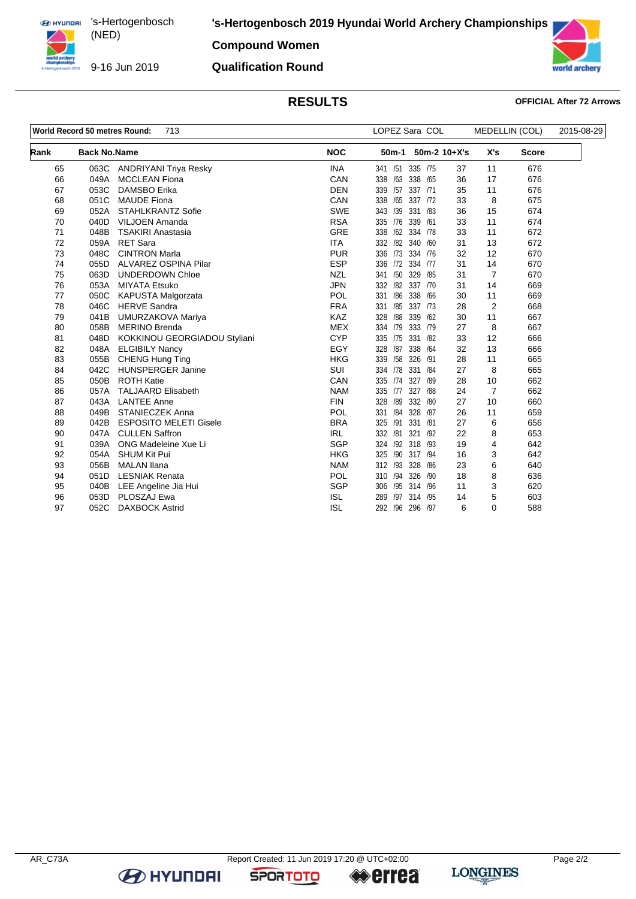's-Hertogenbosch (NED)

9-16 Jun 2019

# 's-Hertogenbosch 2019 Hyundai World Archery Championships

## Compound Women

## Qualification Round

### RESULTS

**OFFICIAL After 72 Arrows**

| World Record 50 metres Round: | 713 | LOPEZ Sara COL | MEDELLIN (COL) | 2015-08-29 |
|---|---|---|---|---|

| Rank | Back No. | Name | NOC | 50m-1 | 50m-2 | 10+X's | X's | Score |
|---|---|---|---|---|---|---|---|---|
| 65 | 063C | ANDRIYANI Triya Resky | INA | 341 /51 | 335 /75 | 37 | 11 | 676 |
| 66 | 049A | MCCLEAN Fiona | CAN | 338 /63 | 338 /65 | 36 | 17 | 676 |
| 67 | 053C | DAMSBO Erika | DEN | 339 /57 | 337 /71 | 35 | 11 | 676 |
| 68 | 051C | MAUDE Fiona | CAN | 338 /65 | 337 /72 | 33 | 8 | 675 |
| 69 | 052A | STAHLKRANTZ Sofie | SWE | 343 /39 | 331 /83 | 36 | 15 | 674 |
| 70 | 040D | VILJOEN Amanda | RSA | 335 /76 | 339 /61 | 33 | 11 | 674 |
| 71 | 048B | TSAKIRI Anastasia | GRE | 338 /62 | 334 /78 | 33 | 11 | 672 |
| 72 | 059A | RET Sara | ITA | 332 /82 | 340 /60 | 31 | 13 | 672 |
| 73 | 048C | CINTRON Marla | PUR | 336 /73 | 334 /76 | 32 | 12 | 670 |
| 74 | 055D | ALVAREZ OSPINA Pilar | ESP | 336 /72 | 334 /77 | 31 | 14 | 670 |
| 75 | 063D | UNDERDOWN Chloe | NZL | 341 /50 | 329 /85 | 31 | 7 | 670 |
| 76 | 053A | MIYATA Etsuko | JPN | 332 /82 | 337 /70 | 31 | 14 | 669 |
| 77 | 050C | KAPUSTA Malgorzata | POL | 331 /86 | 338 /66 | 30 | 11 | 669 |
| 78 | 046C | HERVE Sandra | FRA | 331 /85 | 337 /73 | 28 | 2 | 668 |
| 79 | 041B | UMURZAKOVA Mariya | KAZ | 328 /88 | 339 /62 | 30 | 11 | 667 |
| 80 | 058B | MERINO Brenda | MEX | 334 /79 | 333 /79 | 27 | 8 | 667 |
| 81 | 048D | KOKKINOU GEORGIADOU Styliani | CYP | 335 /75 | 331 /82 | 33 | 12 | 666 |
| 82 | 048A | ELGIBILY Nancy | EGY | 328 /87 | 338 /64 | 32 | 13 | 666 |
| 83 | 055B | CHENG Hung Ting | HKG | 339 /58 | 326 /91 | 28 | 11 | 665 |
| 84 | 042C | HUNSPERGER Janine | SUI | 334 /78 | 331 /84 | 27 | 8 | 665 |
| 85 | 050B | ROTH Katie | CAN | 335 /74 | 327 /89 | 28 | 10 | 662 |
| 86 | 057A | TALJAARD Elisabeth | NAM | 335 /77 | 327 /88 | 24 | 7 | 662 |
| 87 | 043A | LANTEE Anne | FIN | 328 /89 | 332 /80 | 27 | 10 | 660 |
| 88 | 049B | STANIECZEK Anna | POL | 331 /84 | 328 /87 | 26 | 11 | 659 |
| 89 | 042B | ESPOSITO MELETI Gisele | BRA | 325 /91 | 331 /81 | 27 | 6 | 656 |
| 90 | 047A | CULLEN Saffron | IRL | 332 /81 | 321 /92 | 22 | 8 | 653 |
| 91 | 039A | ONG Madeleine Xue Li | SGP | 324 /92 | 318 /93 | 19 | 4 | 642 |
| 92 | 054A | SHUM Kit Pui | HKG | 325 /90 | 317 /94 | 16 | 3 | 642 |
| 93 | 056B | MALAN Ilana | NAM | 312 /93 | 328 /86 | 23 | 6 | 640 |
| 94 | 051D | LESNIAK Renata | POL | 310 /94 | 326 /90 | 18 | 8 | 636 |
| 95 | 040B | LEE Angeline Jia Hui | SGP | 306 /95 | 314 /96 | 11 | 3 | 620 |
| 96 | 053D | PLOSZAJ Ewa | ISL | 289 /97 | 314 /95 | 14 | 5 | 603 |
| 97 | 052C | DAXBOCK Astrid | ISL | 292 /96 | 296 /97 | 6 | 0 | 588 |

AR_C73A Report Created: 11 Jun 2019 17:20 @ UTC+02:00